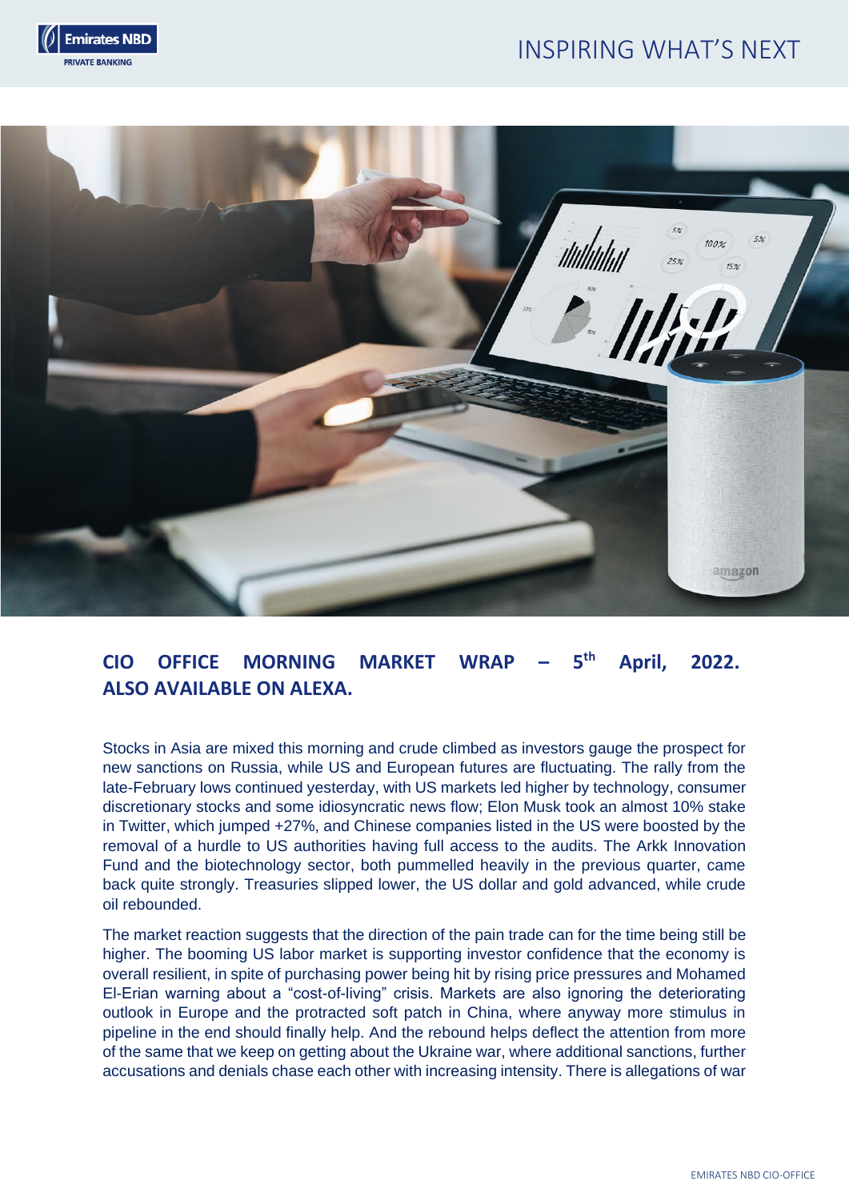## CIO OFFICE MORNING MARKET WRAP – 5th April, 2022. ALSO AVAILABLE ON ALEXA.

Stocks in Asia are mixed this morning and crude climbed as investors gauge the prospect for new sanctions on Russia, while US and European futures are fluctuating. The rally from the late-February lows continued yesterday, with US markets led higher by technology, consumer discretionary stocks and some idiosyncratic news flow; Elon Musk took an almost 10% stake in Twitter, which jumped +27%, and Chinese companies listed in the US were boosted by the removal of a hurdle to US authorities having full access to the audits. The Arkk Innovation Fund and the biotechnology sector, both pummelled heavily in the previous quarter, came back quite strongly. Treasuries slipped lower, the US dollar and gold advanced, while crude oil rebounded.

The market reaction suggests that the direction of the pain trade can for the time being still be higher. The booming US labor market is supporting investor confidence that the economy is overall resilient, in spite of purchasing power being hit by rising price pressures and Mohamed El-Erian warning about a "cost-of-living" crisis. Markets are also ignoring the deteriorating outlook in Europe and the protracted soft patch in China, where anyway more stimulus in pipeline in the end should finally help. And the rebound helps deflect the attention from more of the same that we keep on getting about the Ukraine war, where additional sanctions, further accusations and denials chase each other with increasing intensity. There is allegations of war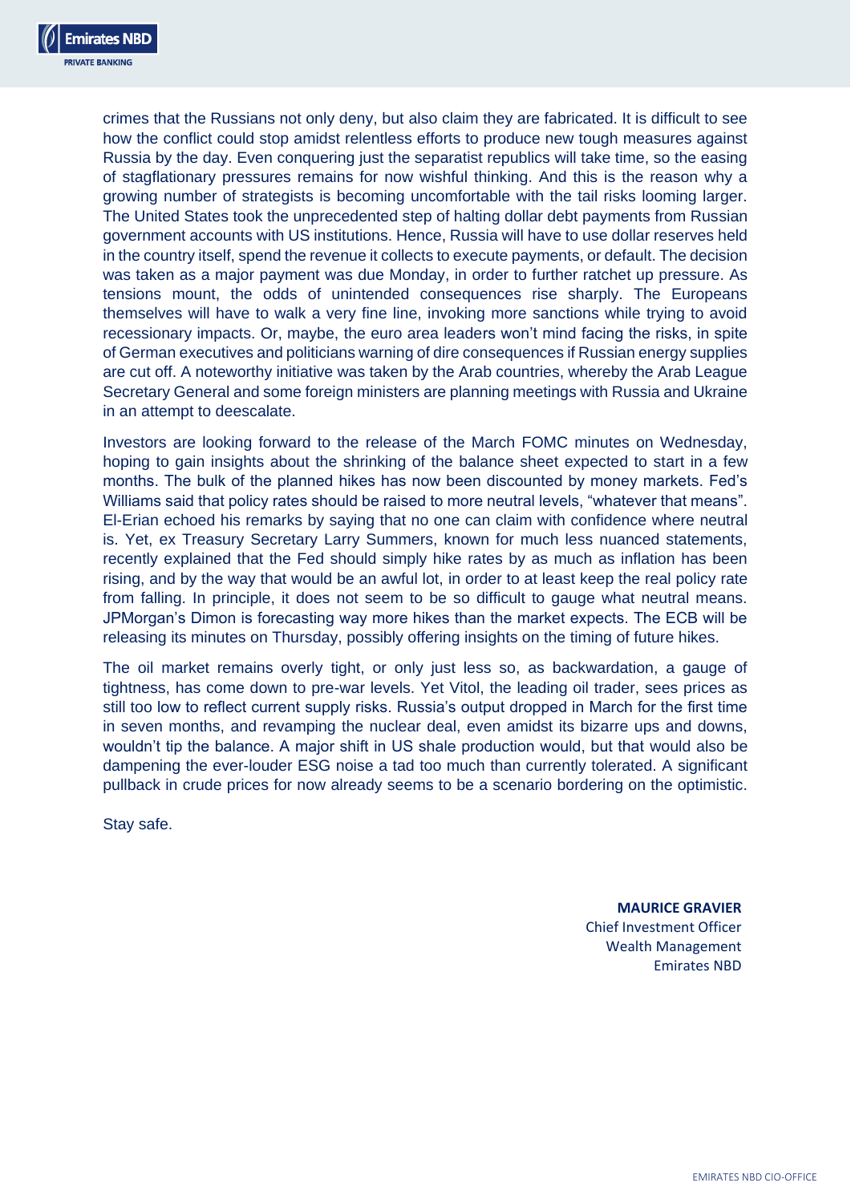crimes that the Russians not only deny, but also claim they are fabricated. It is difficult to see how the conflict could stop amidst relentless efforts to produce new tough measures against Russia by the day. Even conquering just the separatist republics will take time, so the easing of stagflationary pressures remains for now wishful thinking. And this is the reason why a growing number of strategists is becoming uncomfortable with the tail risks looming larger. The United States took the unprecedented step of halting dollar debt payments from Russian government accounts with US institutions. Hence, Russia will have to use dollar reserves held in the country itself, spend the revenue it collects to execute payments, or default. The decision was taken as a major payment was due Monday, in order to further ratchet up pressure. As tensions mount, the odds of unintended consequences rise sharply. The Europeans themselves will have to walk a very fine line, invoking more sanctions while trying to avoid recessionary impacts. Or, maybe, the euro area leaders won't mind facing the risks, in spite of German executives and politicians warning of dire consequences if Russian energy supplies are cut off. A noteworthy initiative was taken by the Arab countries, whereby the Arab League Secretary General and some foreign ministers are planning meetings with Russia and Ukraine in an attempt to deescalate.

Investors are looking forward to the release of the March FOMC minutes on Wednesday, hoping to gain insights about the shrinking of the balance sheet expected to start in a few months. The bulk of the planned hikes has now been discounted by money markets. Fed's Williams said that policy rates should be raised to more neutral levels, "whatever that means". El-Erian echoed his remarks by saying that no one can claim with confidence where neutral is. Yet, ex Treasury Secretary Larry Summers, known for much less nuanced statements, recently explained that the Fed should simply hike rates by as much as inflation has been rising, and by the way that would be an awful lot, in order to at least keep the real policy rate from falling. In principle, it does not seem to be so difficult to gauge what neutral means. JPMorgan's Dimon is forecasting way more hikes than the market expects. The ECB will be releasing its minutes on Thursday, possibly offering insights on the timing of future hikes.

The oil market remains overly tight, or only just less so, as backwardation, a gauge of tightness, has come down to pre-war levels. Yet Vitol, the leading oil trader, sees prices as still too low to reflect current supply risks. Russia's output dropped in March for the first time in seven months, and revamping the nuclear deal, even amidst its bizarre ups and downs, wouldn't tip the balance. A major shift in US shale production would, but that would also be dampening the ever-louder ESG noise a tad too much than currently tolerated. A significant pullback in crude prices for now already seems to be a scenario bordering on the optimistic.

Stay safe.

**MAURICE GRAVIER**
Chief Investment Officer
Wealth Management
Emirates NBD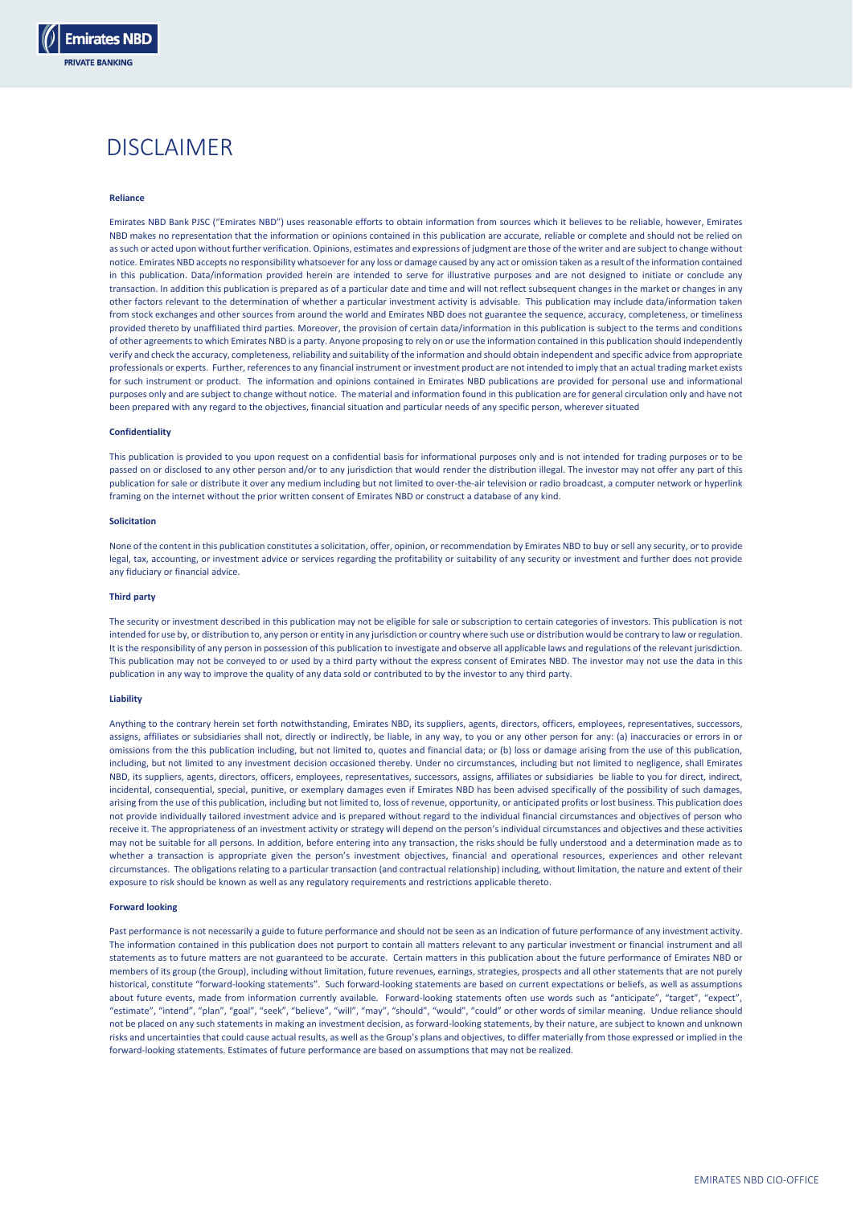# DISCLAIMER

**Reliance**

Emirates NBD Bank PJSC ("Emirates NBD") uses reasonable efforts to obtain information from sources which it believes to be reliable, however, Emirates NBD makes no representation that the information or opinions contained in this publication are accurate, reliable or complete and should not be relied on as such or acted upon without further verification. Opinions, estimates and expressions of judgment are those of the writer and are subject to change without notice. Emirates NBD accepts no responsibility whatsoever for any loss or damage caused by any act or omission taken as a result of the information contained in this publication. Data/information provided herein are intended to serve for illustrative purposes and are not designed to initiate or conclude any transaction. In addition this publication is prepared as of a particular date and time and will not reflect subsequent changes in the market or changes in any other factors relevant to the determination of whether a particular investment activity is advisable. This publication may include data/information taken from stock exchanges and other sources from around the world and Emirates NBD does not guarantee the sequence, accuracy, completeness, or timeliness provided thereto by unaffiliated third parties. Moreover, the provision of certain data/information in this publication is subject to the terms and conditions of other agreements to which Emirates NBD is a party. Anyone proposing to rely on or use the information contained in this publication should independently verify and check the accuracy, completeness, reliability and suitability of the information and should obtain independent and specific advice from appropriate professionals or experts. Further, references to any financial instrument or investment product are not intended to imply that an actual trading market exists for such instrument or product. The information and opinions contained in Emirates NBD publications are provided for personal use and informational purposes only and are subject to change without notice. The material and information found in this publication are for general circulation only and have not been prepared with any regard to the objectives, financial situation and particular needs of any specific person, wherever situated

**Confidentiality**

This publication is provided to you upon request on a confidential basis for informational purposes only and is not intended for trading purposes or to be passed on or disclosed to any other person and/or to any jurisdiction that would render the distribution illegal. The investor may not offer any part of this publication for sale or distribute it over any medium including but not limited to over-the-air television or radio broadcast, a computer network or hyperlink framing on the internet without the prior written consent of Emirates NBD or construct a database of any kind.

**Solicitation**

None of the content in this publication constitutes a solicitation, offer, opinion, or recommendation by Emirates NBD to buy or sell any security, or to provide legal, tax, accounting, or investment advice or services regarding the profitability or suitability of any security or investment and further does not provide any fiduciary or financial advice.

**Third party**

The security or investment described in this publication may not be eligible for sale or subscription to certain categories of investors. This publication is not intended for use by, or distribution to, any person or entity in any jurisdiction or country where such use or distribution would be contrary to law or regulation. It is the responsibility of any person in possession of this publication to investigate and observe all applicable laws and regulations of the relevant jurisdiction. This publication may not be conveyed to or used by a third party without the express consent of Emirates NBD. The investor may not use the data in this publication in any way to improve the quality of any data sold or contributed to by the investor to any third party.

**Liability**

Anything to the contrary herein set forth notwithstanding, Emirates NBD, its suppliers, agents, directors, officers, employees, representatives, successors, assigns, affiliates or subsidiaries shall not, directly or indirectly, be liable, in any way, to you or any other person for any: (a) inaccuracies or errors in or omissions from the this publication including, but not limited to, quotes and financial data; or (b) loss or damage arising from the use of this publication, including, but not limited to any investment decision occasioned thereby. Under no circumstances, including but not limited to negligence, shall Emirates NBD, its suppliers, agents, directors, officers, employees, representatives, successors, assigns, affiliates or subsidiaries be liable to you for direct, indirect, incidental, consequential, special, punitive, or exemplary damages even if Emirates NBD has been advised specifically of the possibility of such damages, arising from the use of this publication, including but not limited to, loss of revenue, opportunity, or anticipated profits or lost business. This publication does not provide individually tailored investment advice and is prepared without regard to the individual financial circumstances and objectives of person who receive it. The appropriateness of an investment activity or strategy will depend on the person's individual circumstances and objectives and these activities may not be suitable for all persons. In addition, before entering into any transaction, the risks should be fully understood and a determination made as to whether a transaction is appropriate given the person's investment objectives, financial and operational resources, experiences and other relevant circumstances. The obligations relating to a particular transaction (and contractual relationship) including, without limitation, the nature and extent of their exposure to risk should be known as well as any regulatory requirements and restrictions applicable thereto.

**Forward looking**

Past performance is not necessarily a guide to future performance and should not be seen as an indication of future performance of any investment activity. The information contained in this publication does not purport to contain all matters relevant to any particular investment or financial instrument and all statements as to future matters are not guaranteed to be accurate. Certain matters in this publication about the future performance of Emirates NBD or members of its group (the Group), including without limitation, future revenues, earnings, strategies, prospects and all other statements that are not purely historical, constitute "forward-looking statements". Such forward-looking statements are based on current expectations or beliefs, as well as assumptions about future events, made from information currently available. Forward-looking statements often use words such as "anticipate", "target", "expect", "estimate", "intend", "plan", "goal", "seek", "believe", "will", "may", "should", "would", "could" or other words of similar meaning. Undue reliance should not be placed on any such statements in making an investment decision, as forward-looking statements, by their nature, are subject to known and unknown risks and uncertainties that could cause actual results, as well as the Group's plans and objectives, to differ materially from those expressed or implied in the forward-looking statements. Estimates of future performance are based on assumptions that may not be realized.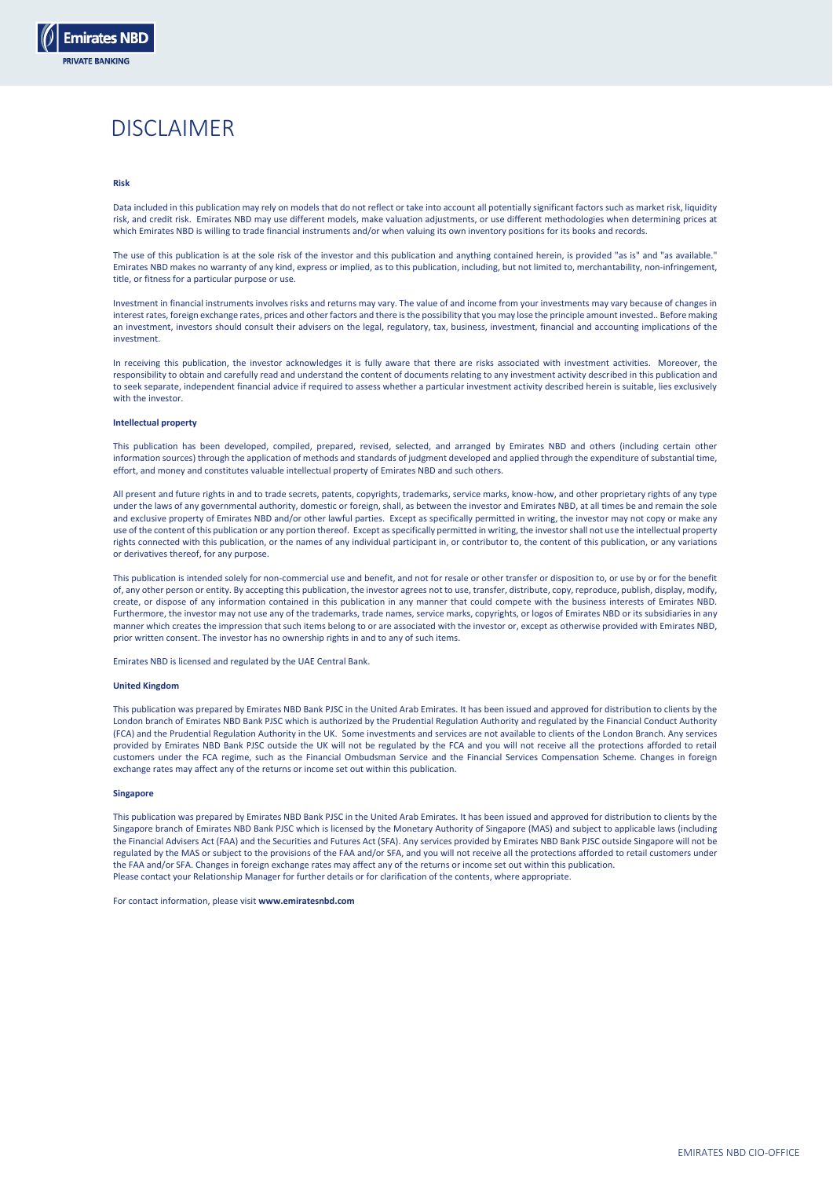# DISCLAIMER

**Risk**

Data included in this publication may rely on models that do not reflect or take into account all potentially significant factors such as market risk, liquidity risk, and credit risk. Emirates NBD may use different models, make valuation adjustments, or use different methodologies when determining prices at which Emirates NBD is willing to trade financial instruments and/or when valuing its own inventory positions for its books and records.

The use of this publication is at the sole risk of the investor and this publication and anything contained herein, is provided "as is" and "as available." Emirates NBD makes no warranty of any kind, express or implied, as to this publication, including, but not limited to, merchantability, non-infringement, title, or fitness for a particular purpose or use.

Investment in financial instruments involves risks and returns may vary. The value of and income from your investments may vary because of changes in interest rates, foreign exchange rates, prices and other factors and there is the possibility that you may lose the principle amount invested.. Before making an investment, investors should consult their advisers on the legal, regulatory, tax, business, investment, financial and accounting implications of the investment.

In receiving this publication, the investor acknowledges it is fully aware that there are risks associated with investment activities. Moreover, the responsibility to obtain and carefully read and understand the content of documents relating to any investment activity described in this publication and to seek separate, independent financial advice if required to assess whether a particular investment activity described herein is suitable, lies exclusively with the investor.

**Intellectual property**

This publication has been developed, compiled, prepared, revised, selected, and arranged by Emirates NBD and others (including certain other information sources) through the application of methods and standards of judgment developed and applied through the expenditure of substantial time, effort, and money and constitutes valuable intellectual property of Emirates NBD and such others.

All present and future rights in and to trade secrets, patents, copyrights, trademarks, service marks, know-how, and other proprietary rights of any type under the laws of any governmental authority, domestic or foreign, shall, as between the investor and Emirates NBD, at all times be and remain the sole and exclusive property of Emirates NBD and/or other lawful parties. Except as specifically permitted in writing, the investor may not copy or make any use of the content of this publication or any portion thereof. Except as specifically permitted in writing, the investor shall not use the intellectual property rights connected with this publication, or the names of any individual participant in, or contributor to, the content of this publication, or any variations or derivatives thereof, for any purpose.

This publication is intended solely for non-commercial use and benefit, and not for resale or other transfer or disposition to, or use by or for the benefit of, any other person or entity. By accepting this publication, the investor agrees not to use, transfer, distribute, copy, reproduce, publish, display, modify, create, or dispose of any information contained in this publication in any manner that could compete with the business interests of Emirates NBD. Furthermore, the investor may not use any of the trademarks, trade names, service marks, copyrights, or logos of Emirates NBD or its subsidiaries in any manner which creates the impression that such items belong to or are associated with the investor or, except as otherwise provided with Emirates NBD, prior written consent. The investor has no ownership rights in and to any of such items.

Emirates NBD is licensed and regulated by the UAE Central Bank.

**United Kingdom**

This publication was prepared by Emirates NBD Bank PJSC in the United Arab Emirates. It has been issued and approved for distribution to clients by the London branch of Emirates NBD Bank PJSC which is authorized by the Prudential Regulation Authority and regulated by the Financial Conduct Authority (FCA) and the Prudential Regulation Authority in the UK. Some investments and services are not available to clients of the London Branch. Any services provided by Emirates NBD Bank PJSC outside the UK will not be regulated by the FCA and you will not receive all the protections afforded to retail customers under the FCA regime, such as the Financial Ombudsman Service and the Financial Services Compensation Scheme. Changes in foreign exchange rates may affect any of the returns or income set out within this publication.

**Singapore**

This publication was prepared by Emirates NBD Bank PJSC in the United Arab Emirates. It has been issued and approved for distribution to clients by the Singapore branch of Emirates NBD Bank PJSC which is licensed by the Monetary Authority of Singapore (MAS) and subject to applicable laws (including the Financial Advisers Act (FAA) and the Securities and Futures Act (SFA). Any services provided by Emirates NBD Bank PJSC outside Singapore will not be regulated by the MAS or subject to the provisions of the FAA and/or SFA, and you will not receive all the protections afforded to retail customers under the FAA and/or SFA. Changes in foreign exchange rates may affect any of the returns or income set out within this publication.
Please contact your Relationship Manager for further details or for clarification of the contents, where appropriate.

For contact information, please visit **www.emiratesnbd.com**